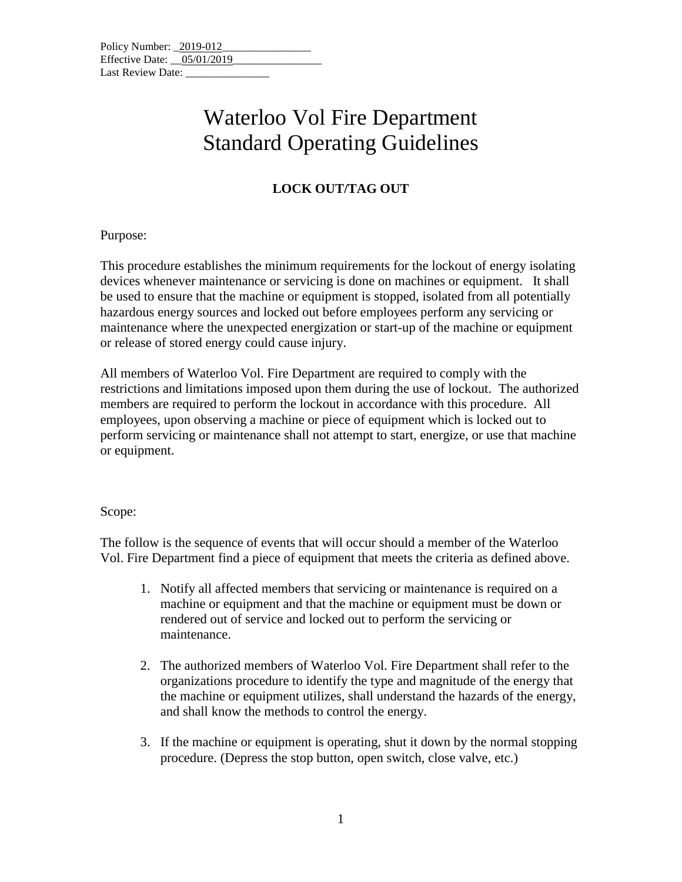Policy Number: _2019-012________________
Effective Date: __05/01/2019________________
Last Review Date: _______________

# Waterloo Vol Fire Department
# Standard Operating Guidelines

## LOCK OUT/TAG OUT

Purpose:

This procedure establishes the minimum requirements for the lockout of energy isolating devices whenever maintenance or servicing is done on machines or equipment. It shall be used to ensure that the machine or equipment is stopped, isolated from all potentially hazardous energy sources and locked out before employees perform any servicing or maintenance where the unexpected energization or start-up of the machine or equipment or release of stored energy could cause injury.

All members of Waterloo Vol. Fire Department are required to comply with the restrictions and limitations imposed upon them during the use of lockout. The authorized members are required to perform the lockout in accordance with this procedure. All employees, upon observing a machine or piece of equipment which is locked out to perform servicing or maintenance shall not attempt to start, energize, or use that machine or equipment.

Scope:

The follow is the sequence of events that will occur should a member of the Waterloo Vol. Fire Department find a piece of equipment that meets the criteria as defined above.

1. Notify all affected members that servicing or maintenance is required on a machine or equipment and that the machine or equipment must be down or rendered out of service and locked out to perform the servicing or maintenance.

2. The authorized members of Waterloo Vol. Fire Department shall refer to the organizations procedure to identify the type and magnitude of the energy that the machine or equipment utilizes, shall understand the hazards of the energy, and shall know the methods to control the energy.

3. If the machine or equipment is operating, shut it down by the normal stopping procedure. (Depress the stop button, open switch, close valve, etc.)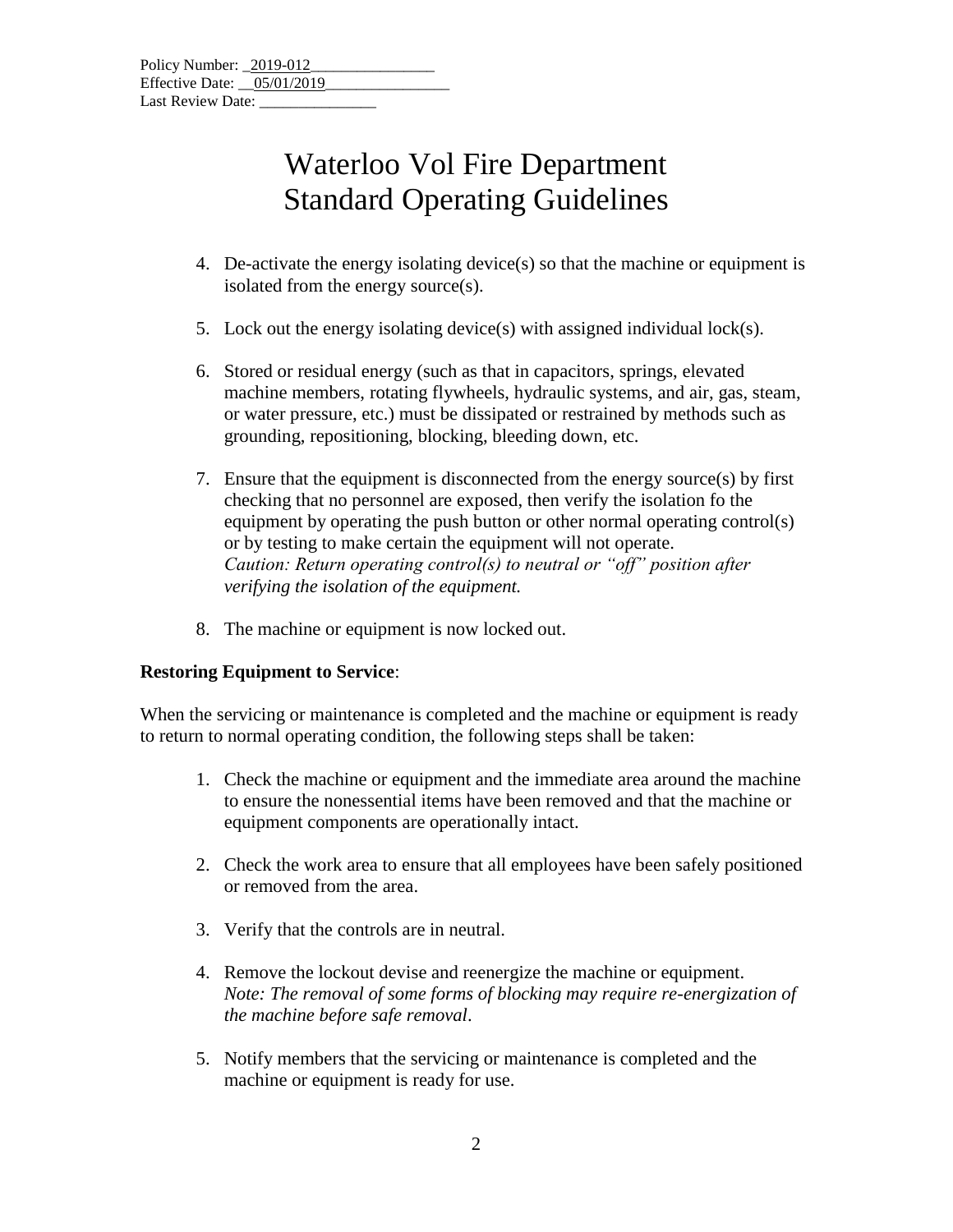Policy Number: _2019-012________________
Effective Date: __05/01/2019________________
Last Review Date: _______________

# Waterloo Vol Fire Department
# Standard Operating Guidelines

4. De-activate the energy isolating device(s) so that the machine or equipment is isolated from the energy source(s).

5. Lock out the energy isolating device(s) with assigned individual lock(s).

6. Stored or residual energy (such as that in capacitors, springs, elevated machine members, rotating flywheels, hydraulic systems, and air, gas, steam, or water pressure, etc.) must be dissipated or restrained by methods such as grounding, repositioning, blocking, bleeding down, etc.

7. Ensure that the equipment is disconnected from the energy source(s) by first checking that no personnel are exposed, then verify the isolation fo the equipment by operating the push button or other normal operating control(s) or by testing to make certain the equipment will not operate.
   *Caution: Return operating control(s) to neutral or "off" position after verifying the isolation of the equipment.*

8. The machine or equipment is now locked out.

**Restoring Equipment to Service**:

When the servicing or maintenance is completed and the machine or equipment is ready to return to normal operating condition, the following steps shall be taken:

1. Check the machine or equipment and the immediate area around the machine to ensure the nonessential items have been removed and that the machine or equipment components are operationally intact.

2. Check the work area to ensure that all employees have been safely positioned or removed from the area.

3. Verify that the controls are in neutral.

4. Remove the lockout devise and reenergize the machine or equipment.
   *Note: The removal of some forms of blocking may require re-energization of the machine before safe removal*.

5. Notify members that the servicing or maintenance is completed and the machine or equipment is ready for use.